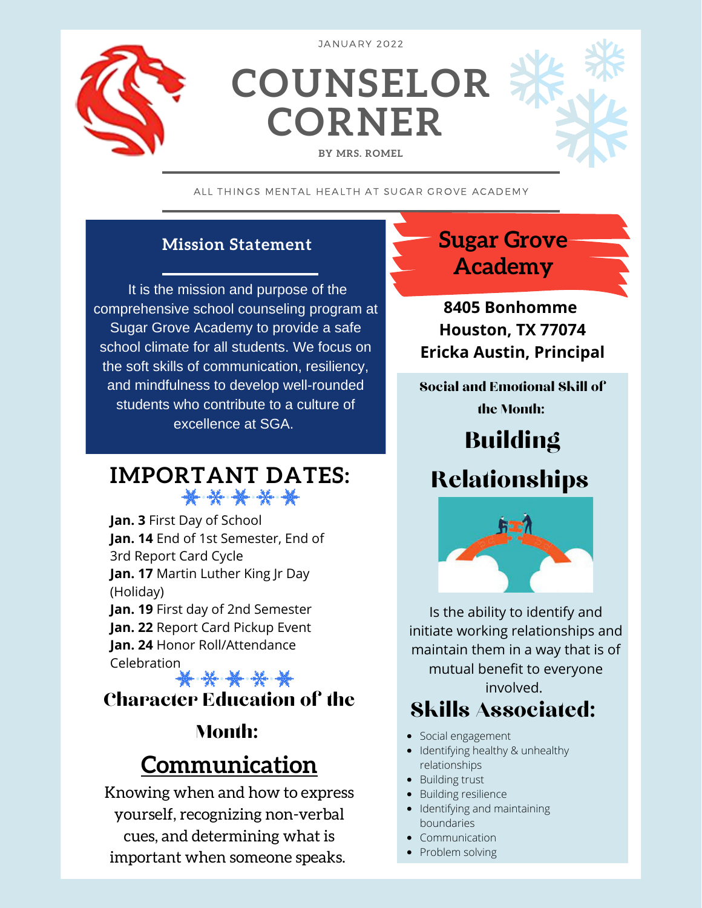JANUARY 2022

# COUNSELOR CORNER

BY MRS. ROMEL

ALL THINGS MENTAL HEALTH AT SUGAR GROVE ACADEMY

## Mission Statement

It is the mission and purpose of the comprehensive school counseling program at Sugar Grove Academy to provide a safe school climate for all students. We focus on the soft skills of communication, resiliency, and mindfulness to develop well-rounded students who contribute to a culture of excellence at SGA.

## IMPORTANT DATES:

**Jan. 3** First Day of School
**Jan. 14** End of 1st Semester, End of 3rd Report Card Cycle
**Jan. 17** Martin Luther King Jr Day (Holiday)
**Jan. 19** First day of 2nd Semester
**Jan. 22** Report Card Pickup Event
**Jan. 24** Honor Roll/Attendance Celebration

## Character Education of the Month:

### Communication

Knowing when and how to express yourself, recognizing non-verbal cues, and determining what is important when someone speaks.

## Sugar Grove Academy

**8405 Bonhomme**
**Houston, TX 77074**
**Ericka Austin, Principal**

## Social and Emotional Skill of the Month:

### Building Relationships

Is the ability to identify and initiate working relationships and maintain them in a way that is of mutual benefit to everyone involved.

## Skills Associated:

- Social engagement
- Identifying healthy & unhealthy relationships
- Building trust
- Building resilience
- Identifying and maintaining boundaries
- Communication
- Problem solving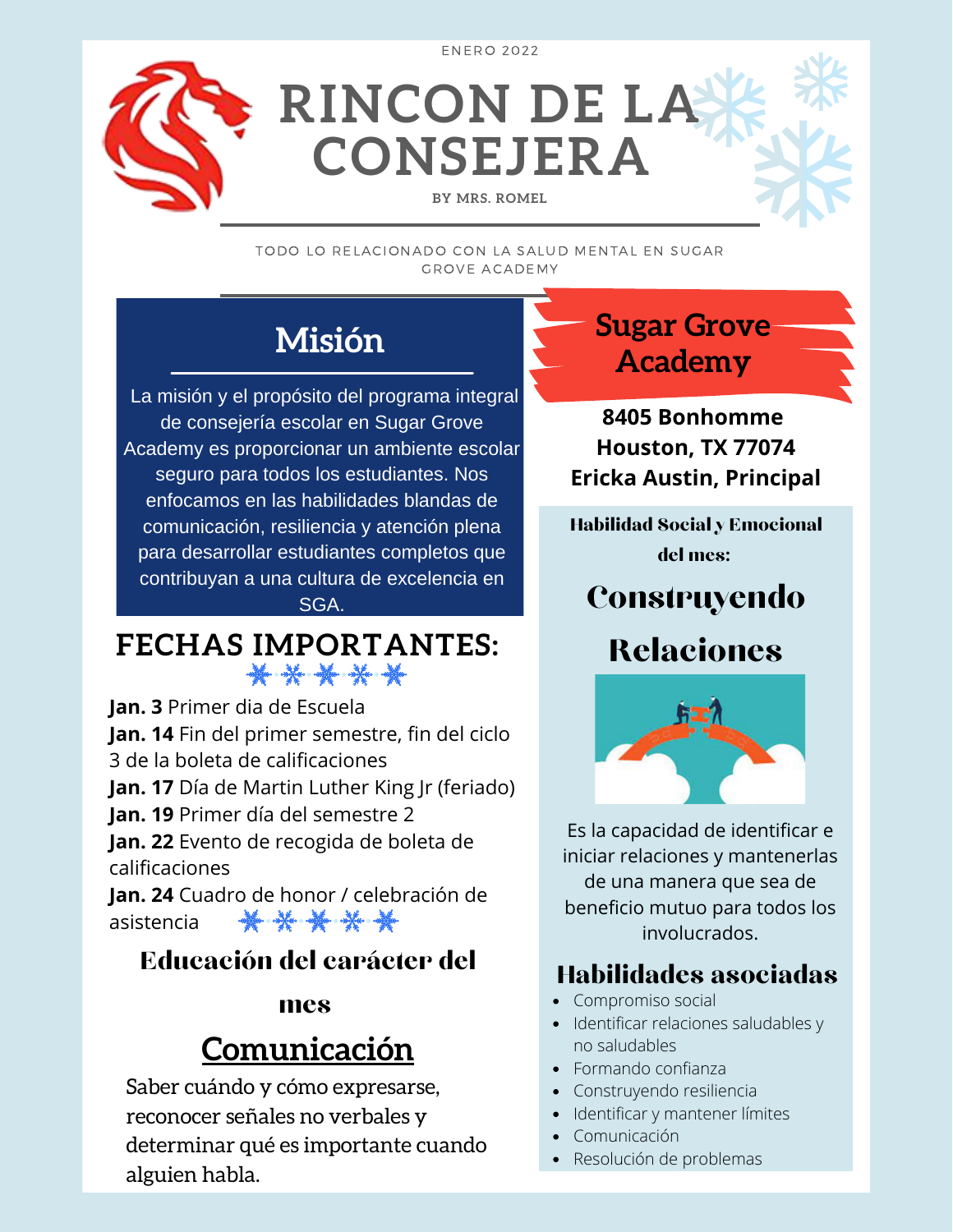ENERO 2022

# RINCON DE LA CONSEJERA

BY MRS. ROMEL

TODO LO RELACIONADO CON LA SALUD MENTAL EN SUGAR GROVE ACADEMY

## Misión

La misión y el propósito del programa integral de consejería escolar en Sugar Grove Academy es proporcionar un ambiente escolar seguro para todos los estudiantes. Nos enfocamos en las habilidades blandas de comunicación, resiliencia y atención plena para desarrollar estudiantes completos que contribuyan a una cultura de excelencia en SGA.

## FECHAS IMPORTANTES:

**Jan. 3** Primer dia de Escuela
**Jan. 14** Fin del primer semestre, fin del ciclo 3 de la boleta de calificaciones
**Jan. 17** Día de Martin Luther King Jr (feriado)
**Jan. 19** Primer día del semestre 2
**Jan. 22** Evento de recogida de boleta de calificaciones
**Jan. 24** Cuadro de honor / celebración de asistencia

### Educación del carácter del mes

## Comunicación

Saber cuándo y cómo expresarse, reconocer señales no verbales y determinar qué es importante cuando alguien habla.

## Sugar Grove Academy

**8405 Bonhomme**
**Houston, TX 77074**
**Ericka Austin, Principal**

### Habilidad Social y Emocional del mes:

## Construyendo Relaciones

Es la capacidad de identificar e iniciar relaciones y mantenerlas de una manera que sea de beneficio mutuo para todos los involucrados.

### Habilidades asociadas

- Compromiso social
- Identificar relaciones saludables y no saludables
- Formando confianza
- Construyendo resiliencia
- Identificar y mantener límites
- Comunicación
- Resolución de problemas